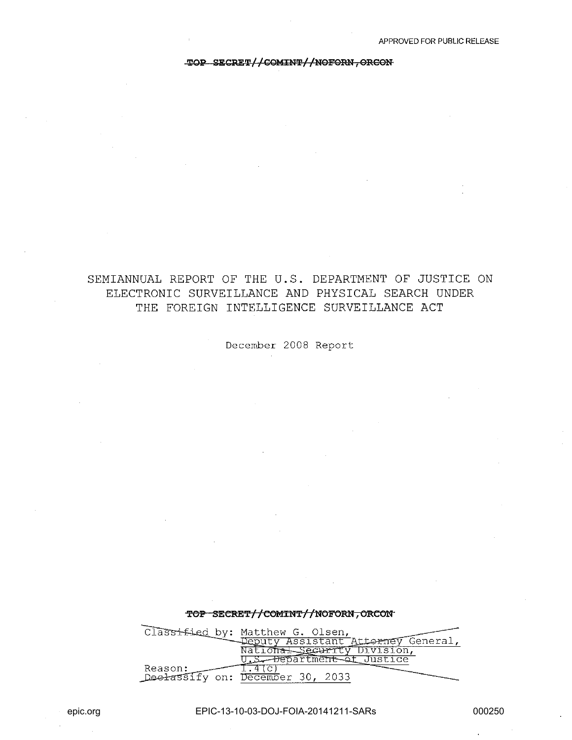APPROVED FOR PUBLIC RELEASE

~~TOP SECRET//COMINT//NOFORN,ORCON~~

# SEMIANNUAL REPORT OF THE U.S. DEPARTMENT OF JUSTICE ON ELECTRONIC SURVEILLANCE AND PHYSICAL SEARCH UNDER THE FOREIGN INTELLIGENCE SURVEILLANCE ACT

December 2008 Report

~~TOP SECRET//COMINT//NOFORN,ORCON~~

~~Classified by: Matthew G. Olsen, Deputy Assistant Attorney General, National Security Division, U.S. Department of Justice~~
~~Reason: 1.4(c)~~
~~Declassify on: December 30, 2033~~

epic.org EPIC-13-10-03-DOJ-FOIA-20141211-SARs 000250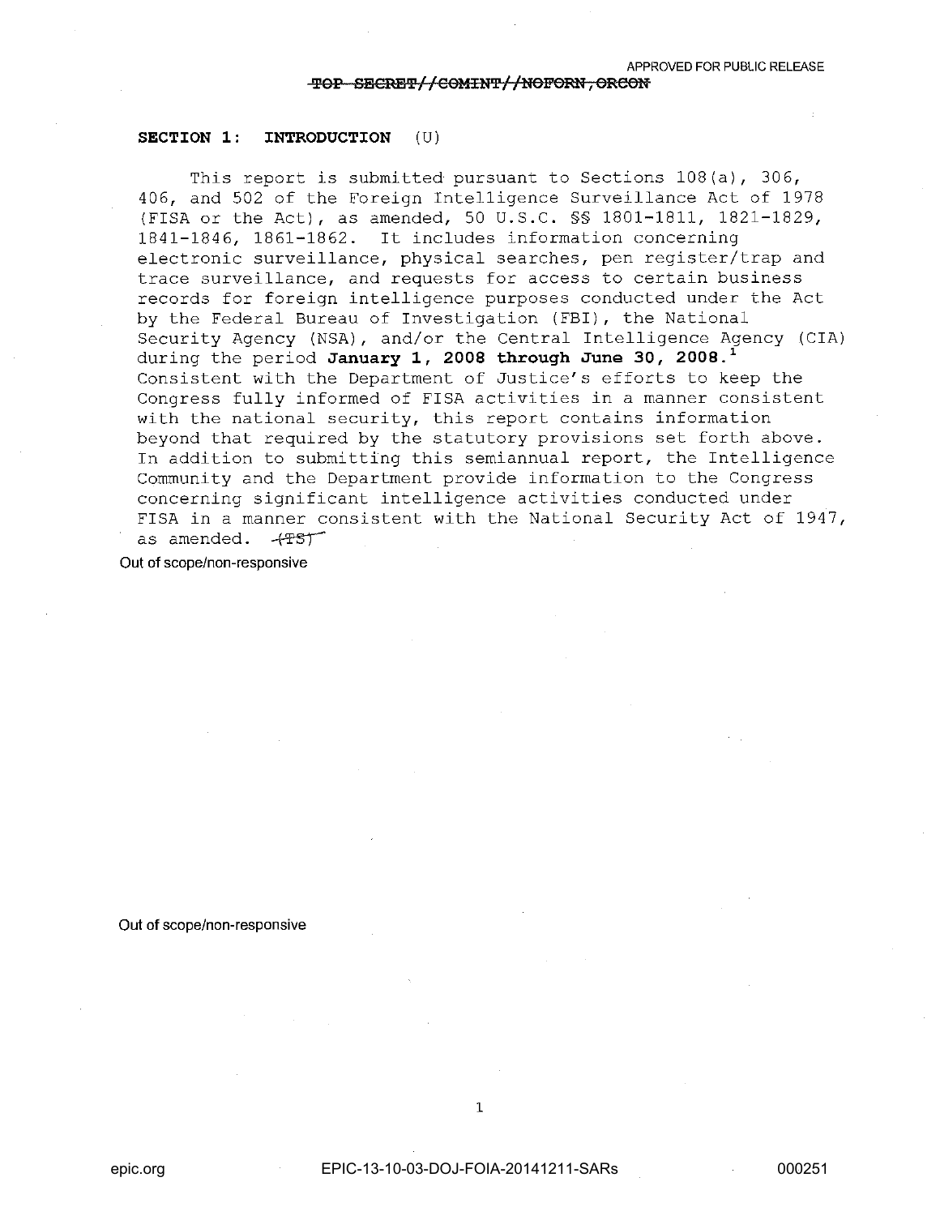APPROVED FOR PUBLIC RELEASE

~~TOP SECRET//COMINT//NOFORN,ORCON~~

**SECTION 1: INTRODUCTION** (U)

This report is submitted pursuant to Sections 108(a), 306, 406, and 502 of the Foreign Intelligence Surveillance Act of 1978 (FISA or the Act), as amended, 50 U.S.C. §§ 1801-1811, 1821-1829, 1841-1846, 1861-1862. It includes information concerning electronic surveillance, physical searches, pen register/trap and trace surveillance, and requests for access to certain business records for foreign intelligence purposes conducted under the Act by the Federal Bureau of Investigation (FBI), the National Security Agency (NSA), and/or the Central Intelligence Agency (CIA) during the period **January 1, 2008 through June 30, 2008.**[1] Consistent with the Department of Justice's efforts to keep the Congress fully informed of FISA activities in a manner consistent with the national security, this report contains information beyond that required by the statutory provisions set forth above. In addition to submitting this semiannual report, the Intelligence Community and the Department provide information to the Congress concerning significant intelligence activities conducted under FISA in a manner consistent with the National Security Act of 1947, as amended. ~~(TS)~~

Out of scope/non-responsive

Out of scope/non-responsive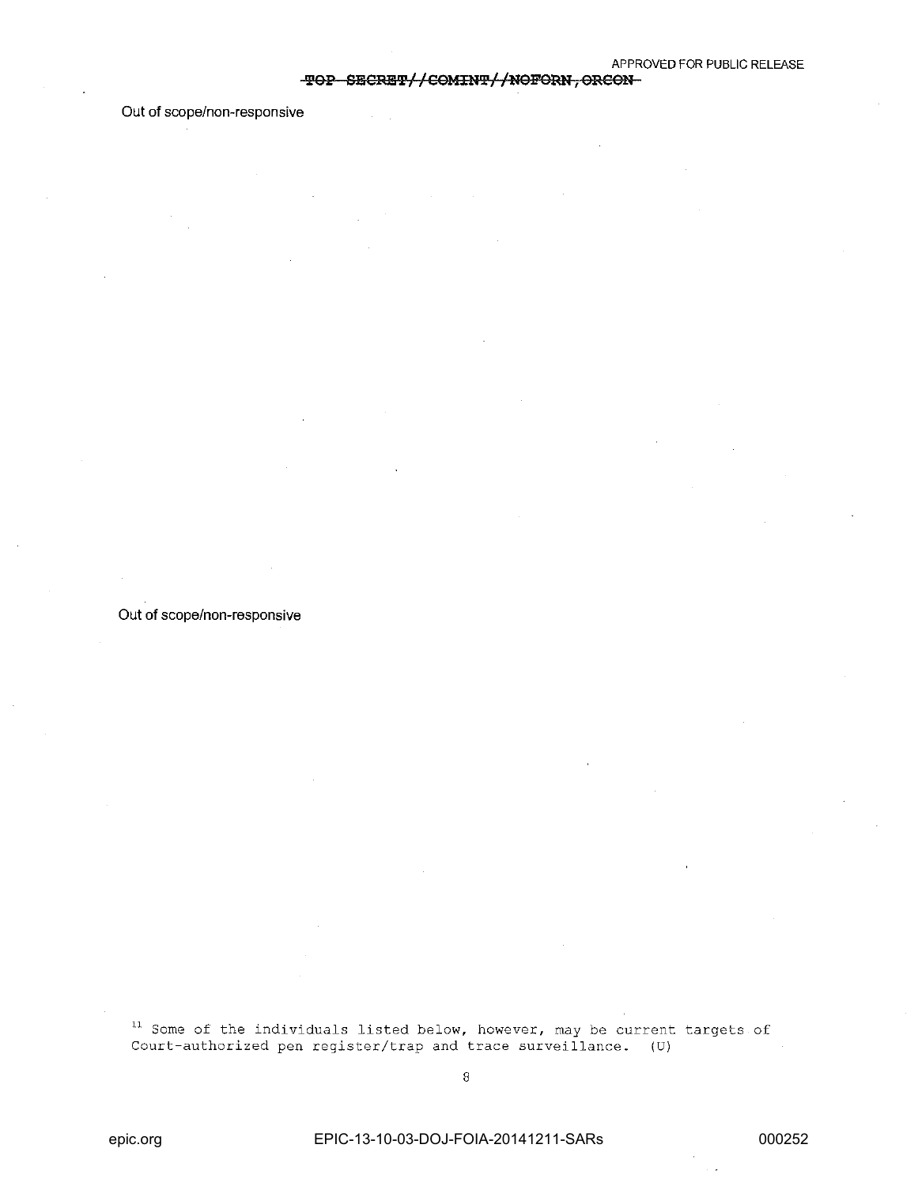Out of scope/non-responsive

Out of scope/non-responsive

[11] Some of the individuals listed below, however, may be current targets of Court-authorized pen register/trap and trace surveillance. (U)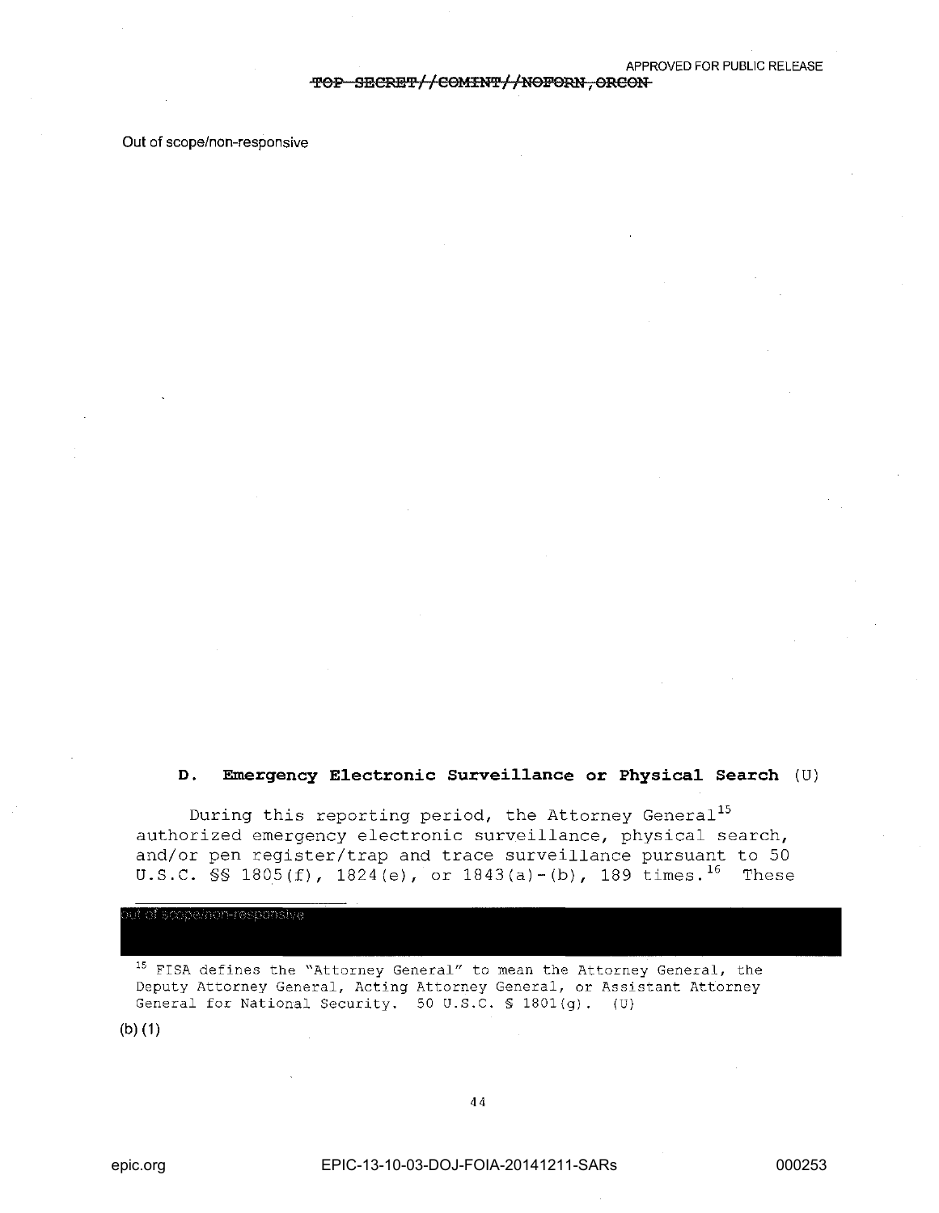Out of scope/non-responsive

### D. Emergency Electronic Surveillance or Physical Search (U)

During this reporting period, the Attorney General[15] authorized emergency electronic surveillance, physical search, and/or pen register/trap and trace surveillance pursuant to 50 U.S.C. §§ 1805(f), 1824(e), or 1843(a)-(b), 189 times.[16] These

---

Out of scope/non-responsive

[15] FISA defines the "Attorney General" to mean the Attorney General, the Deputy Attorney General, Acting Attorney General, or Assistant Attorney General for National Security. 50 U.S.C. § 1801(g). (U)

(b)(1)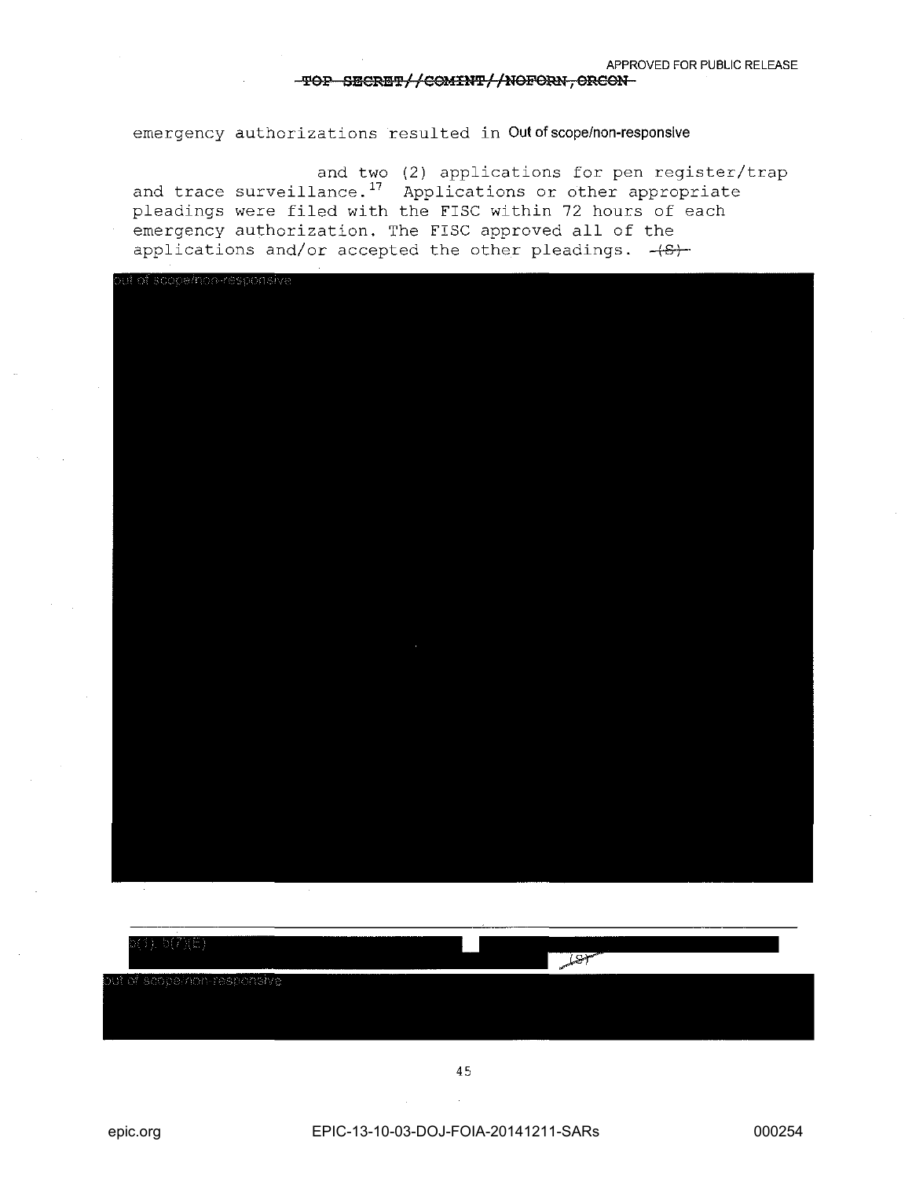emergency authorizations resulted in Out of scope/non-responsive

and two (2) applications for pen register/trap and trace surveillance.[17] Applications or other appropriate pleadings were filed with the FISC within 72 hours of each emergency authorization. The FISC approved all of the applications and/or accepted the other pleadings. ~~(S)~~

Out of scope/non-responsive

---

b(1), b(7)(E) ~~(S)~~

Out of scope/non-responsive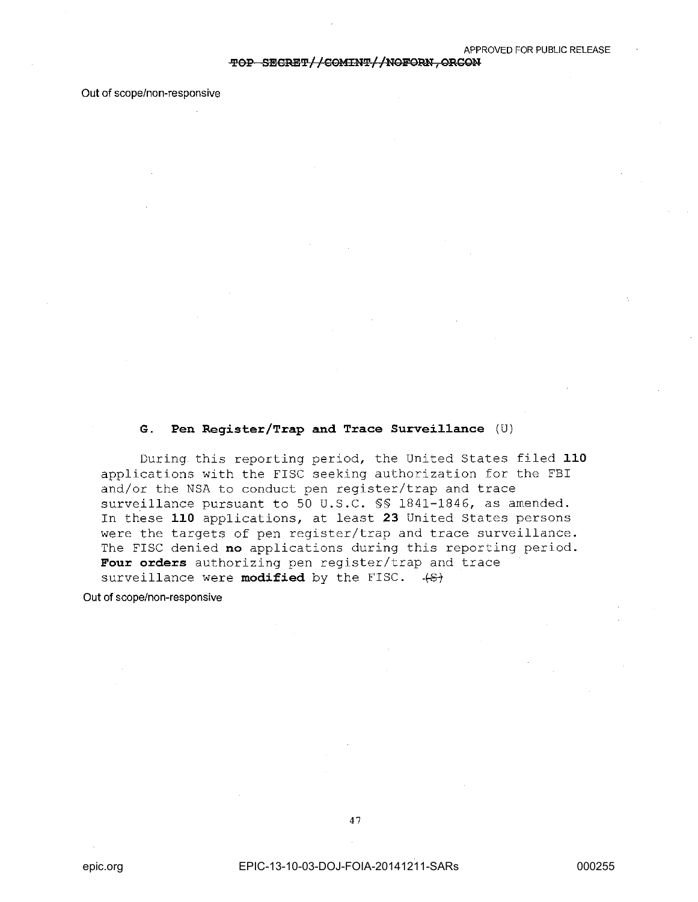Out of scope/non-responsive

## G. Pen Register/Trap and Trace Surveillance (U)

During this reporting period, the United States filed **110** applications with the FISC seeking authorization for the FBI and/or the NSA to conduct pen register/trap and trace surveillance pursuant to 50 U.S.C. §§ 1841-1846, as amended. In these **110** applications, at least **23** United States persons were the targets of pen register/trap and trace surveillance. The FISC denied **no** applications during this reporting period. **Four orders** authorizing pen register/trap and trace surveillance were **modified** by the FISC. ~~(S)~~

Out of scope/non-responsive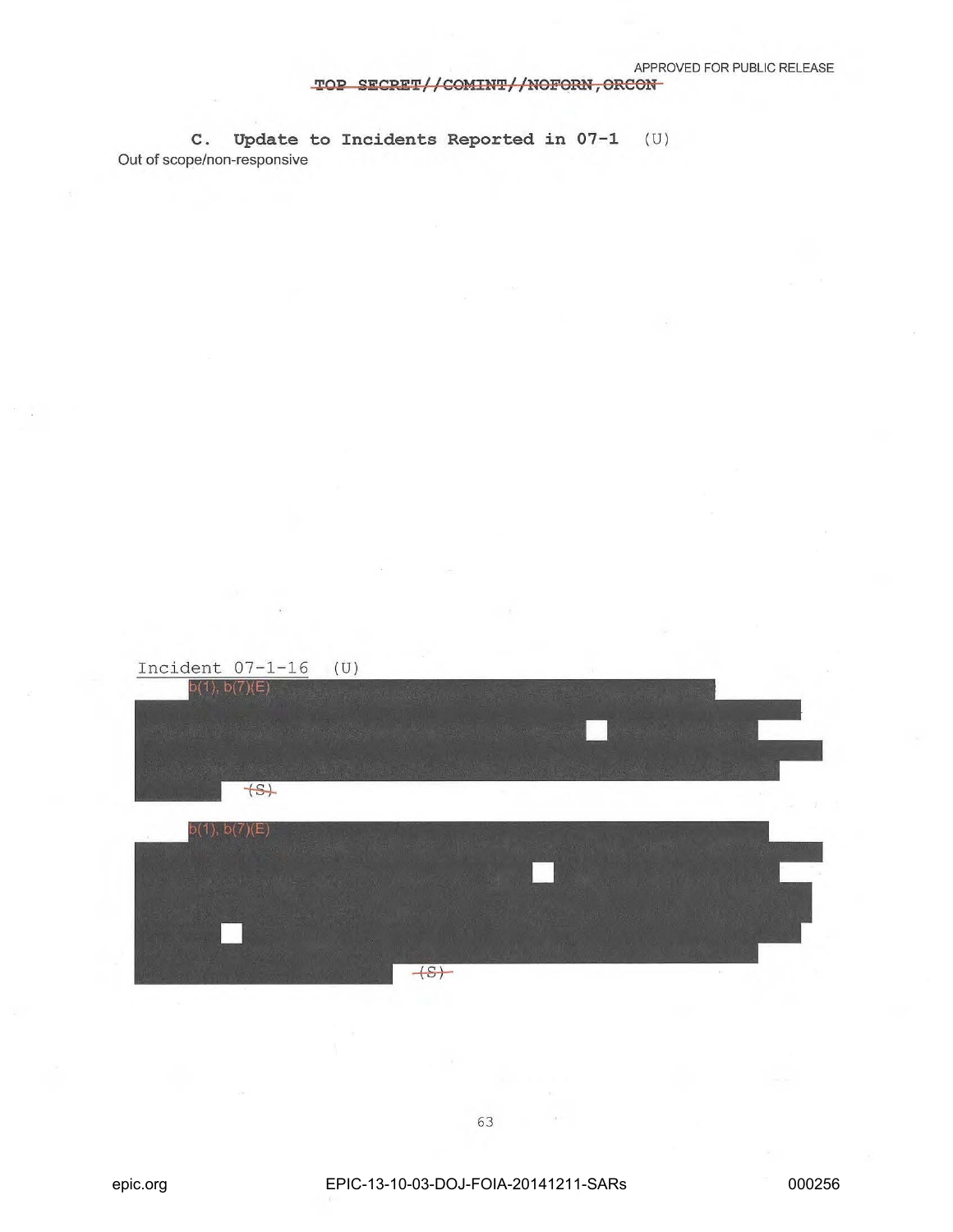### C. Update to Incidents Reported in 07-1 (U)

Out of scope/non-responsive

Incident 07-1-16 (U)

b(1), b(7)(E)

~~(S)~~

b(1), b(7)(E)

~~(S)~~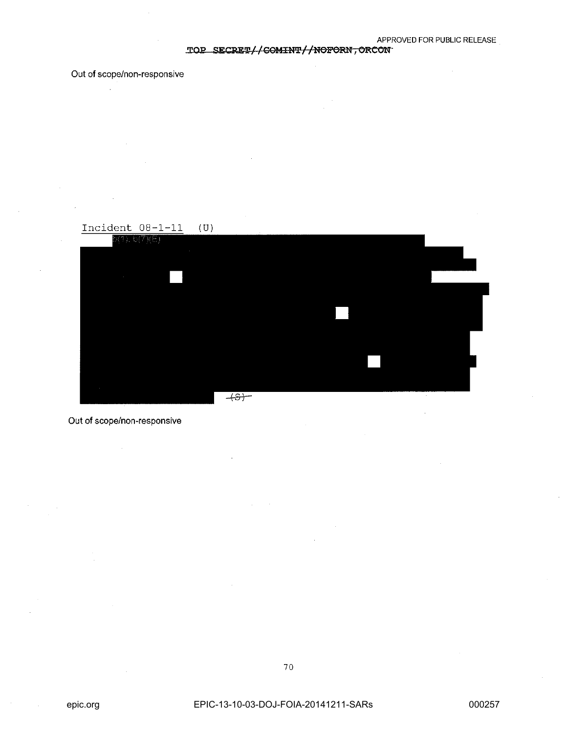Out of scope/non-responsive

<u>Incident 08-1-11</u> (U)

b(1), b(7)(E)

~~(S)~~

Out of scope/non-responsive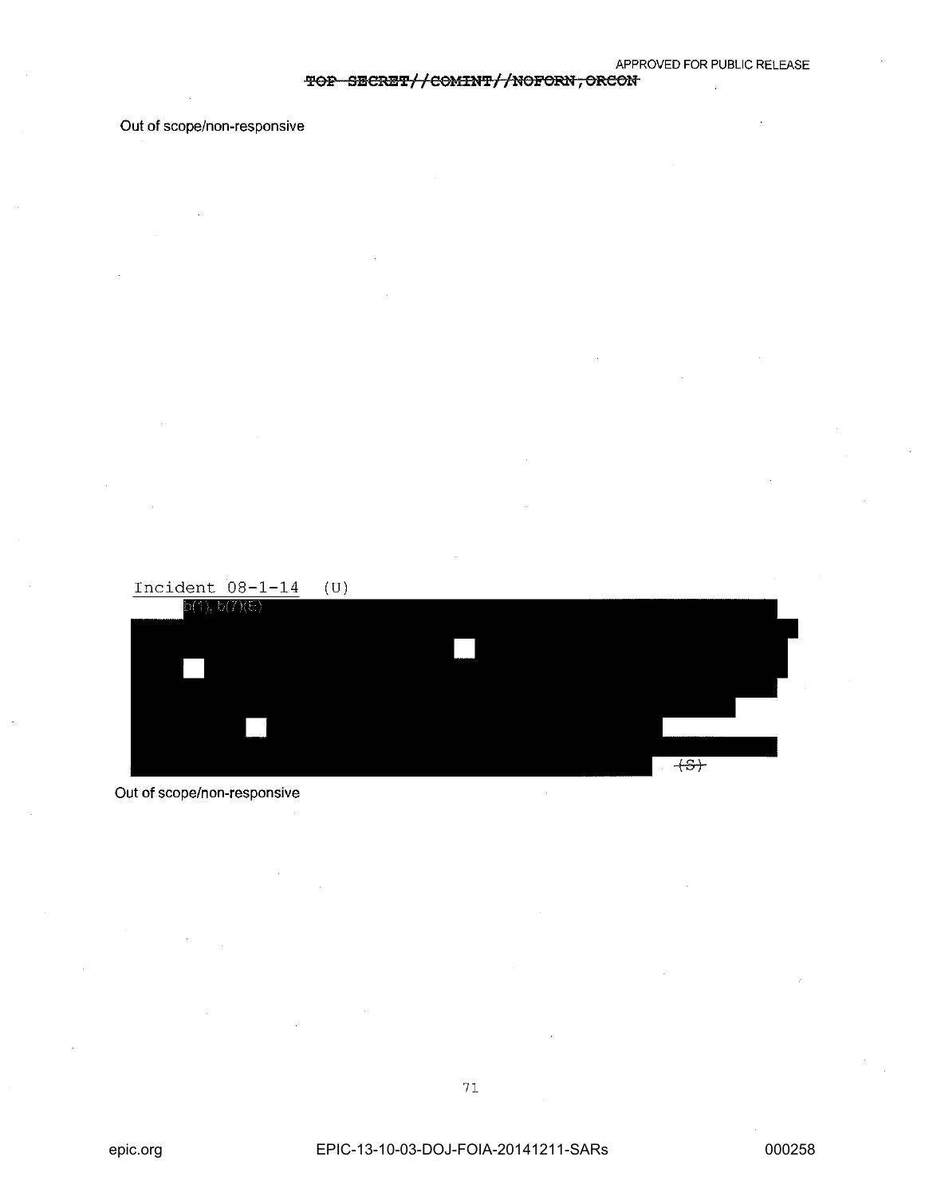Out of scope/non-responsive

Incident 08-1-14 (U)

b(1), b(7)(E)

~~(S)~~

Out of scope/non-responsive